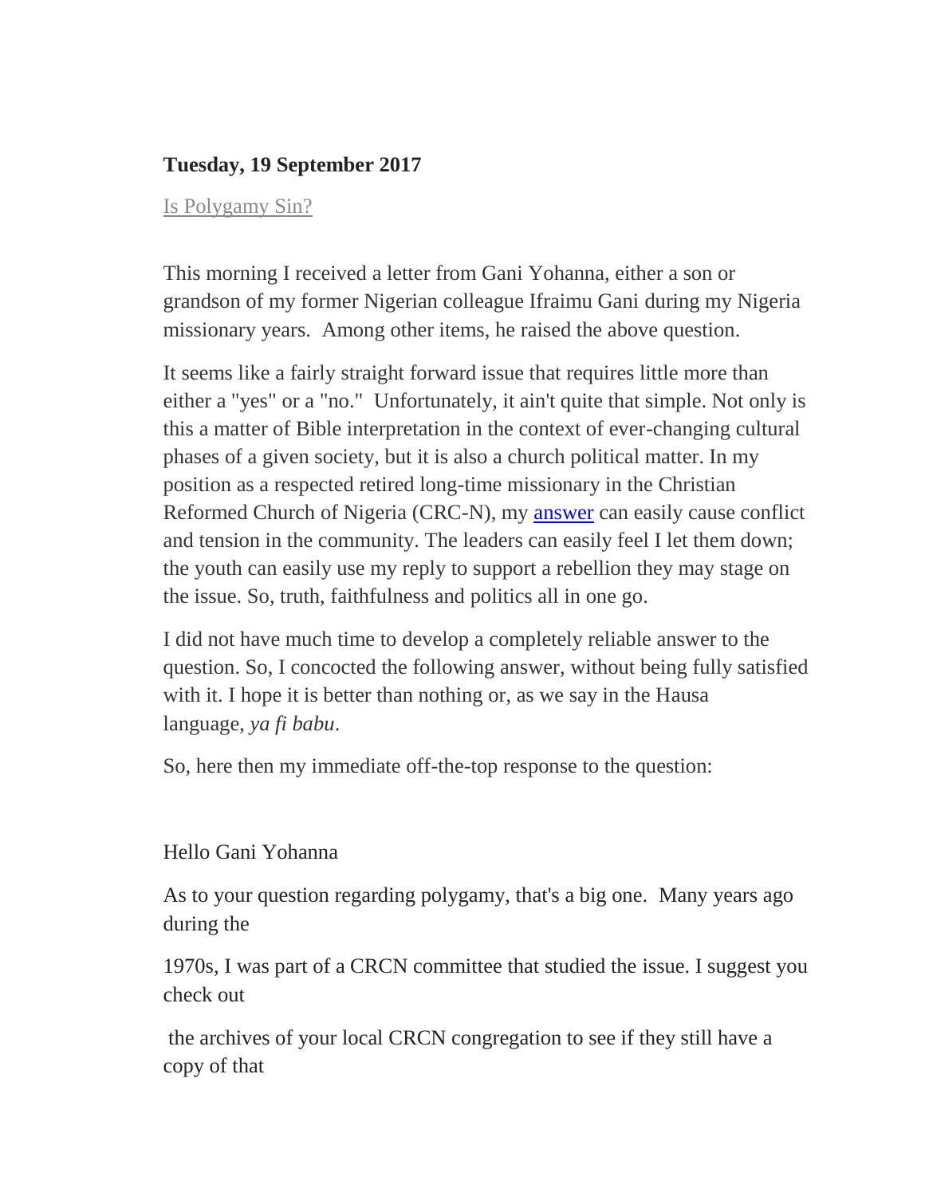**Tuesday, 19 September 2017**

Is Polygamy Sin?

This morning I received a letter from Gani Yohanna, either a son or grandson of my former Nigerian colleague Ifraimu Gani during my Nigeria missionary years. Among other items, he raised the above question.

It seems like a fairly straight forward issue that requires little more than either a "yes" or a "no." Unfortunately, it ain't quite that simple. Not only is this a matter of Bible interpretation in the context of ever-changing cultural phases of a given society, but it is also a church political matter. In my position as a respected retired long-time missionary in the Christian Reformed Church of Nigeria (CRC-N), my answer can easily cause conflict and tension in the community. The leaders can easily feel I let them down; the youth can easily use my reply to support a rebellion they may stage on the issue. So, truth, faithfulness and politics all in one go.

I did not have much time to develop a completely reliable answer to the question. So, I concocted the following answer, without being fully satisfied with it. I hope it is better than nothing or, as we say in the Hausa language, *ya fi babu*.

So, here then my immediate off-the-top response to the question:

Hello Gani Yohanna

As to your question regarding polygamy, that's a big one. Many years ago during the

1970s, I was part of a CRCN committee that studied the issue. I suggest you check out

the archives of your local CRCN congregation to see if they still have a copy of that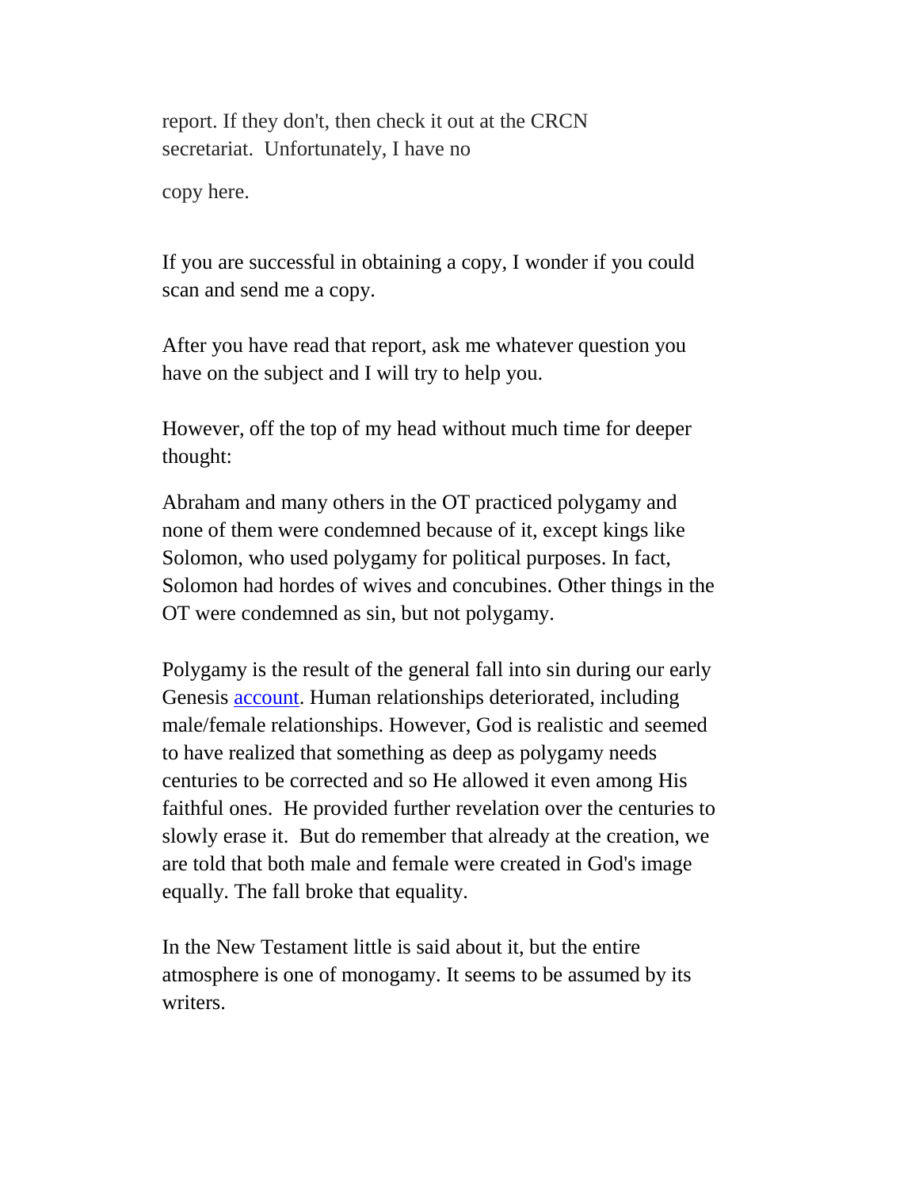report. If they don't, then check it out at the CRCN secretariat. Unfortunately, I have no

copy here.

If you are successful in obtaining a copy, I wonder if you could scan and send me a copy.

After you have read that report, ask me whatever question you have on the subject and I will try to help you.

However, off the top of my head without much time for deeper thought:

Abraham and many others in the OT practiced polygamy and none of them were condemned because of it, except kings like Solomon, who used polygamy for political purposes. In fact, Solomon had hordes of wives and concubines. Other things in the OT were condemned as sin, but not polygamy.

Polygamy is the result of the general fall into sin during our early Genesis account. Human relationships deteriorated, including male/female relationships. However, God is realistic and seemed to have realized that something as deep as polygamy needs centuries to be corrected and so He allowed it even among His faithful ones. He provided further revelation over the centuries to slowly erase it. But do remember that already at the creation, we are told that both male and female were created in God's image equally. The fall broke that equality.

In the New Testament little is said about it, but the entire atmosphere is one of monogamy. It seems to be assumed by its writers.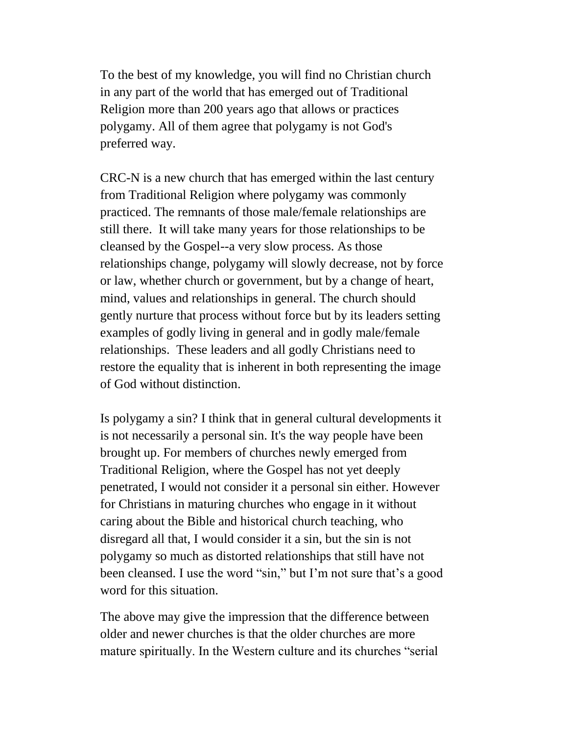To the best of my knowledge, you will find no Christian church in any part of the world that has emerged out of Traditional Religion more than 200 years ago that allows or practices polygamy. All of them agree that polygamy is not God's preferred way.

CRC-N is a new church that has emerged within the last century from Traditional Religion where polygamy was commonly practiced. The remnants of those male/female relationships are still there. It will take many years for those relationships to be cleansed by the Gospel--a very slow process. As those relationships change, polygamy will slowly decrease, not by force or law, whether church or government, but by a change of heart, mind, values and relationships in general. The church should gently nurture that process without force but by its leaders setting examples of godly living in general and in godly male/female relationships. These leaders and all godly Christians need to restore the equality that is inherent in both representing the image of God without distinction.

Is polygamy a sin? I think that in general cultural developments it is not necessarily a personal sin. It's the way people have been brought up. For members of churches newly emerged from Traditional Religion, where the Gospel has not yet deeply penetrated, I would not consider it a personal sin either. However for Christians in maturing churches who engage in it without caring about the Bible and historical church teaching, who disregard all that, I would consider it a sin, but the sin is not polygamy so much as distorted relationships that still have not been cleansed. I use the word "sin," but I'm not sure that's a good word for this situation.

The above may give the impression that the difference between older and newer churches is that the older churches are more mature spiritually. In the Western culture and its churches "serial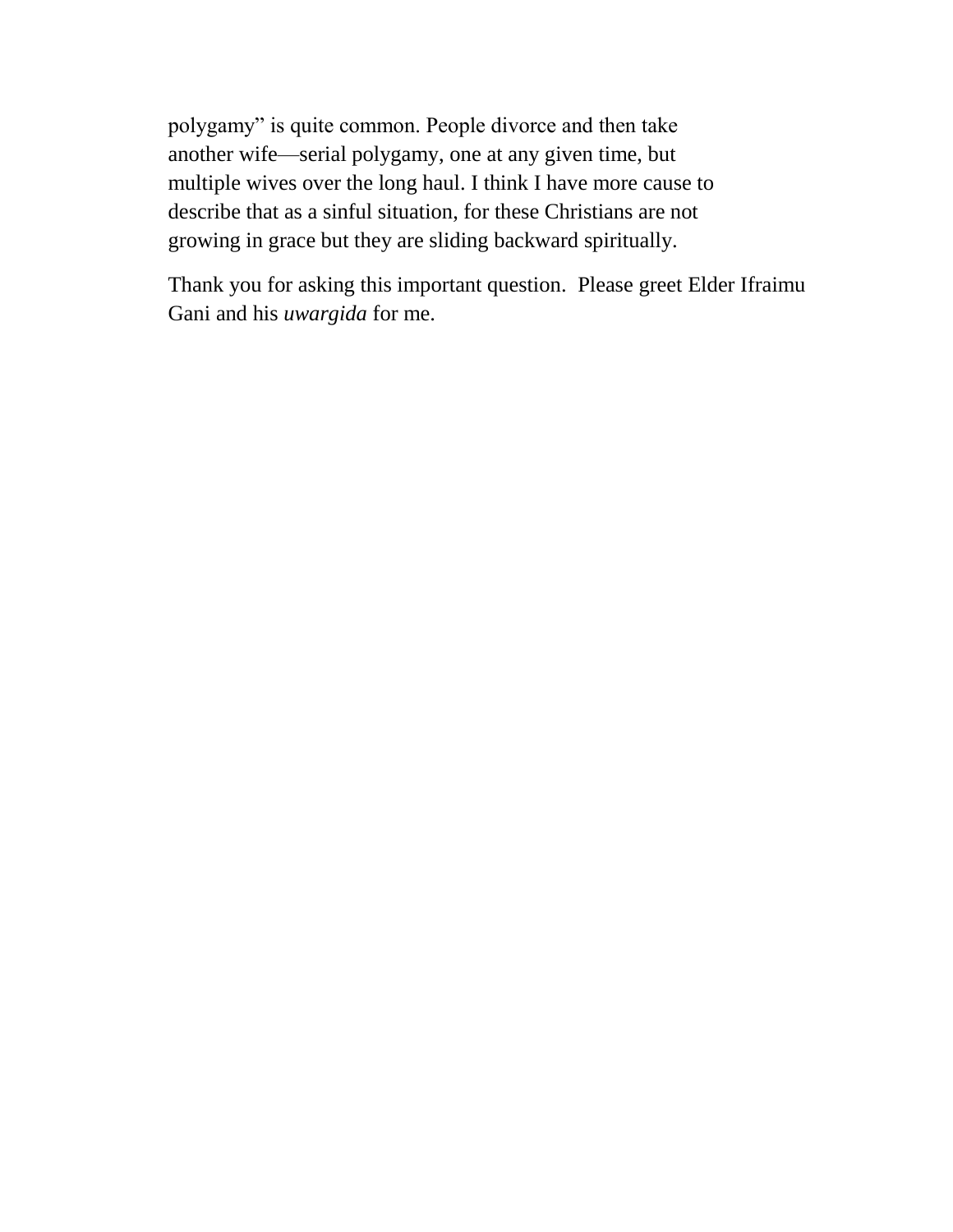polygamy" is quite common. People divorce and then take another wife—serial polygamy, one at any given time, but multiple wives over the long haul. I think I have more cause to describe that as a sinful situation, for these Christians are not growing in grace but they are sliding backward spiritually.

Thank you for asking this important question. Please greet Elder Ifraimu Gani and his *uwargida* for me.